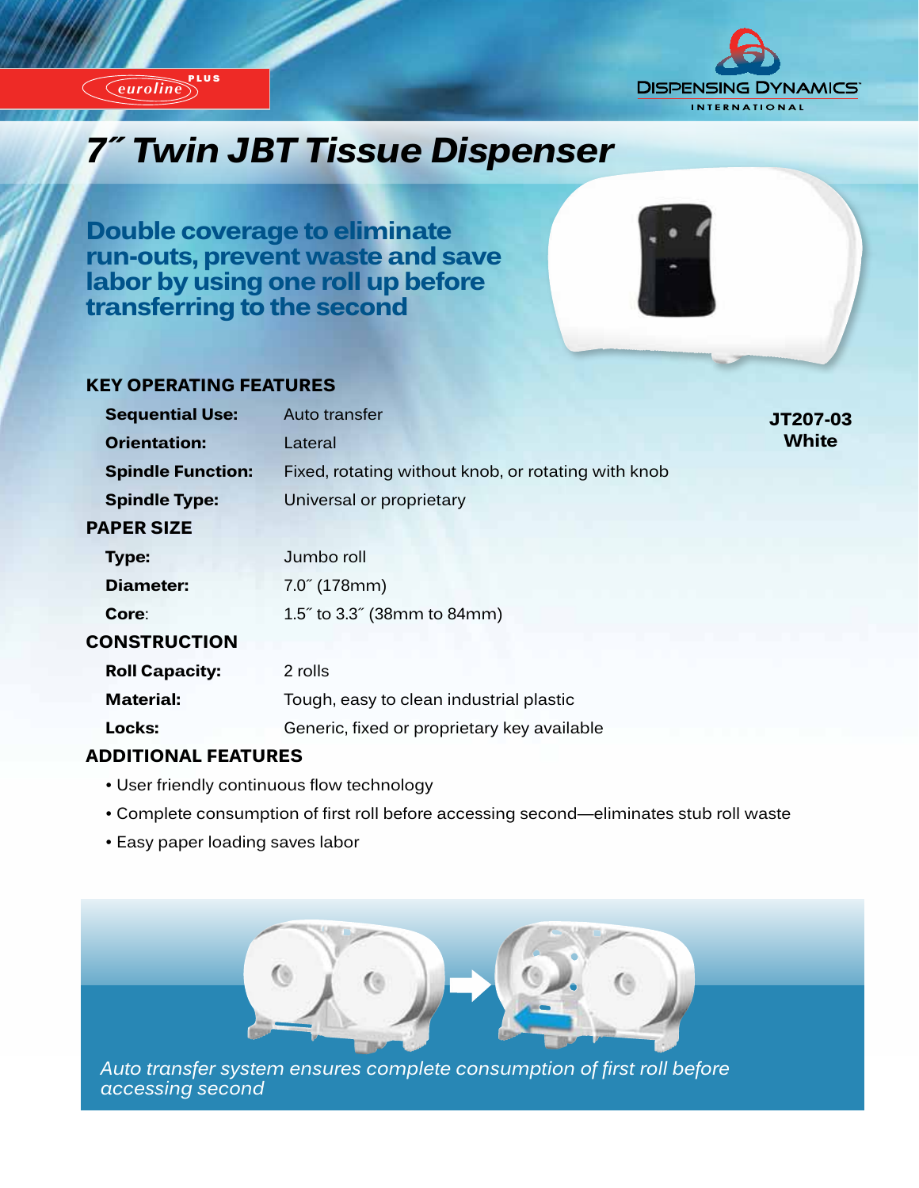euroline PLUS

DISPENSING DYNAMICS INTERNATIONAL

# 7˝ Twin JBT Tissue Dispenser

## Double coverage to eliminate run-outs, prevent waste and save labor by using one roll up before transferring to the second

**JT207-03**
**White**

### KEY OPERATING FEATURES

| | |
|---|---|
| **Sequential Use:** | Auto transfer |
| **Orientation:** | Lateral |
| **Spindle Function:** | Fixed, rotating without knob, or rotating with knob |
| **Spindle Type:** | Universal or proprietary |

### PAPER SIZE

| | |
|---|---|
| **Type:** | Jumbo roll |
| **Diameter:** | 7.0˝ (178mm) |
| **Core:** | 1.5˝ to 3.3˝ (38mm to 84mm) |

### CONSTRUCTION

| | |
|---|---|
| **Roll Capacity:** | 2 rolls |
| **Material:** | Tough, easy to clean industrial plastic |
| **Locks:** | Generic, fixed or proprietary key available |

### ADDITIONAL FEATURES

- User friendly continuous flow technology
- Complete consumption of first roll before accessing second—eliminates stub roll waste
- Easy paper loading saves labor

*Auto transfer system ensures complete consumption of first roll before accessing second*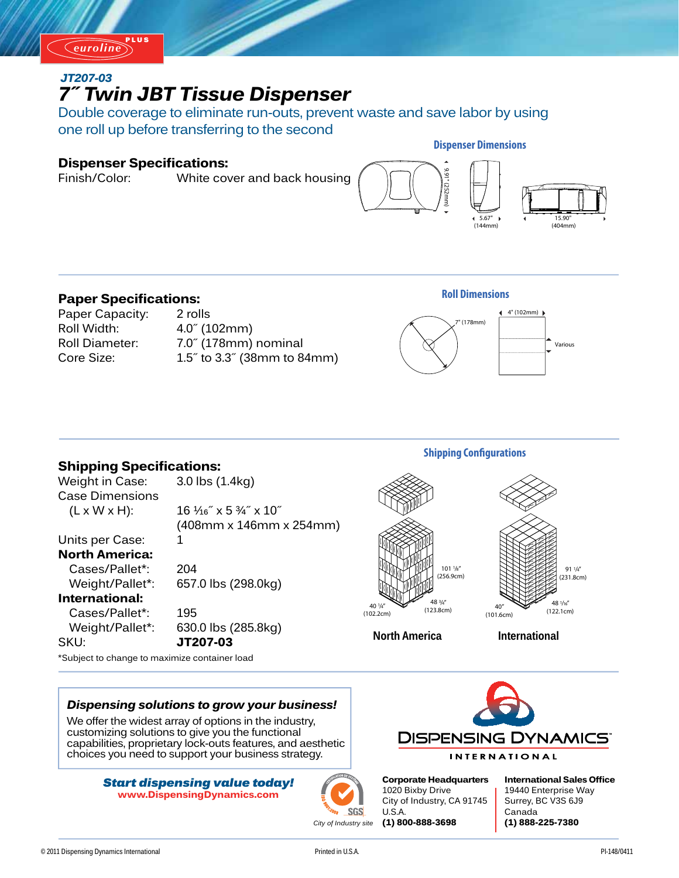euroline PLUS

*JT207-03*

# *7˝ Twin JBT Tissue Dispenser*

Double coverage to eliminate run-outs, prevent waste and save labor by using one roll up before transferring to the second

## Dispenser Specifications:

| | |
|---|---|
| Finish/Color: | White cover and back housing |

**Dispenser Dimensions**

9.91" (252mm)

5.67" (144mm)

15.90" (404mm)

## Paper Specifications:

| | |
|---|---|
| Paper Capacity: | 2 rolls |
| Roll Width: | 4.0˝ (102mm) |
| Roll Diameter: | 7.0˝ (178mm) nominal |
| Core Size: | 1.5˝ to 3.3˝ (38mm to 84mm) |

**Roll Dimensions**

7" (178mm)

4" (102mm)

Various

## Shipping Specifications:

| | |
|---|---|
| Weight in Case: | 3.0 lbs (1.4kg) |
| Case Dimensions (L x W x H): | 16 1⁄16˝ x 5 ¾˝ x 10˝ (408mm x 146mm x 254mm) |
| Units per Case: | 1 |
| **North America:** | |
| Cases/Pallet*: | 204 |
| Weight/Pallet*: | 657.0 lbs (298.0kg) |
| **International:** | |
| Cases/Pallet*: | 195 |
| Weight/Pallet*: | 630.0 lbs (285.8kg) |
| SKU: | **JT207-03** |

*Subject to change to maximize container load

**Shipping Configurations**

North America

101 ⅛" (256.9cm)

40 ¼" (102.2cm)

48 ¾" (123.8cm)

International

91 ¼" (231.8cm)

40" (101.6cm)

48 1⁄16" (122.1cm)

### *Dispensing solutions to grow your business!*

We offer the widest array of options in the industry, customizing solutions to give you the functional capabilities, proprietary lock-outs features, and aesthetic choices you need to support your business strategy.

***Start dispensing value today!***
**www.DispensingDynamics.com**

ISO 9001:2008 SGS
*City of Industry site*

DISPENSING DYNAMICS™ INTERNATIONAL

**Corporate Headquarters**
1020 Bixby Drive
City of Industry, CA 91745
U.S.A.
**(1) 800-888-3698**

**International Sales Office**
19440 Enterprise Way
Surrey, BC V3S 6J9
Canada
**(1) 888-225-7380**

© 2011 Dispensing Dynamics International    Printed in U.S.A.    PI-148/0411